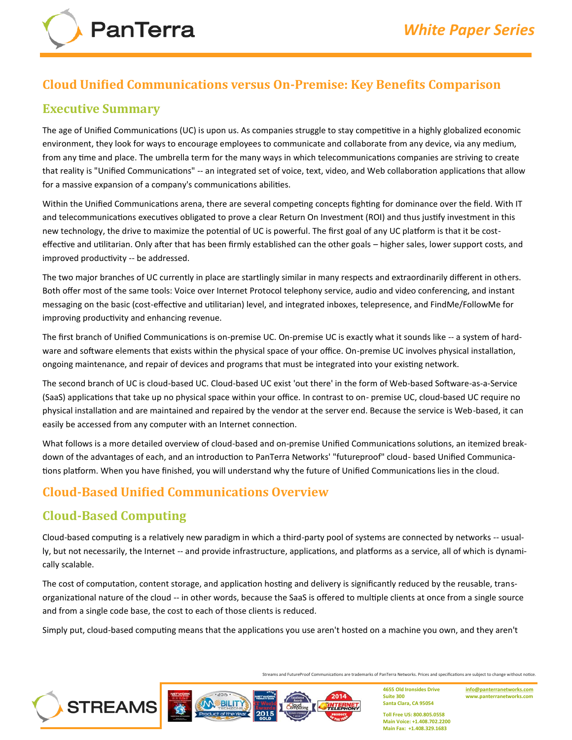## Cloud Unified Communications versus On-Premise: Key Benefits Comparison

## Executive Summary

The age of Unified Communications (UC) is upon us. As companies struggle to stay competitive in a highly globalized economic environment, they look for ways to encourage employees to communicate and collaborate from any device, via any medium, from any time and place. The umbrella term for the many ways in which telecommunications companies are striving to create that reality is "Unified Communications" -- an integrated set of voice, text, video, and Web collaboration applications that allow for a massive expansion of a company's communications abilities.

Within the Unified Communications arena, there are several competing concepts fighting for dominance over the field. With IT and telecommunications executives obligated to prove a clear Return On Investment (ROI) and thus justify investment in this new technology, the drive to maximize the potential of UC is powerful. The first goal of any UC platform is that it be cost-effective and utilitarian. Only after that has been firmly established can the other goals – higher sales, lower support costs, and improved productivity -- be addressed.

The two major branches of UC currently in place are startlingly similar in many respects and extraordinarily different in others. Both offer most of the same tools: Voice over Internet Protocol telephony service, audio and video conferencing, and instant messaging on the basic (cost-effective and utilitarian) level, and integrated inboxes, telepresence, and FindMe/FollowMe for improving productivity and enhancing revenue.

The first branch of Unified Communications is on-premise UC. On-premise UC is exactly what it sounds like -- a system of hardware and software elements that exists within the physical space of your office. On-premise UC involves physical installation, ongoing maintenance, and repair of devices and programs that must be integrated into your existing network.

The second branch of UC is cloud-based UC. Cloud-based UC exist 'out there' in the form of Web-based Software-as-a-Service (SaaS) applications that take up no physical space within your office. In contrast to on- premise UC, cloud-based UC require no physical installation and are maintained and repaired by the vendor at the server end. Because the service is Web-based, it can easily be accessed from any computer with an Internet connection.

What follows is a more detailed overview of cloud-based and on-premise Unified Communications solutions, an itemized breakdown of the advantages of each, and an introduction to PanTerra Networks' "futureproof" cloud- based Unified Communications platform. When you have finished, you will understand why the future of Unified Communications lies in the cloud.

## Cloud-Based Unified Communications Overview

## Cloud-Based Computing

Cloud-based computing is a relatively new paradigm in which a third-party pool of systems are connected by networks -- usually, but not necessarily, the Internet -- and provide infrastructure, applications, and platforms as a service, all of which is dynamically scalable.

The cost of computation, content storage, and application hosting and delivery is significantly reduced by the reusable, trans-organizational nature of the cloud -- in other words, because the SaaS is offered to multiple clients at once from a single source and from a single code base, the cost to each of those clients is reduced.

Simply put, cloud-based computing means that the applications you use aren't hosted on a machine you own, and they aren't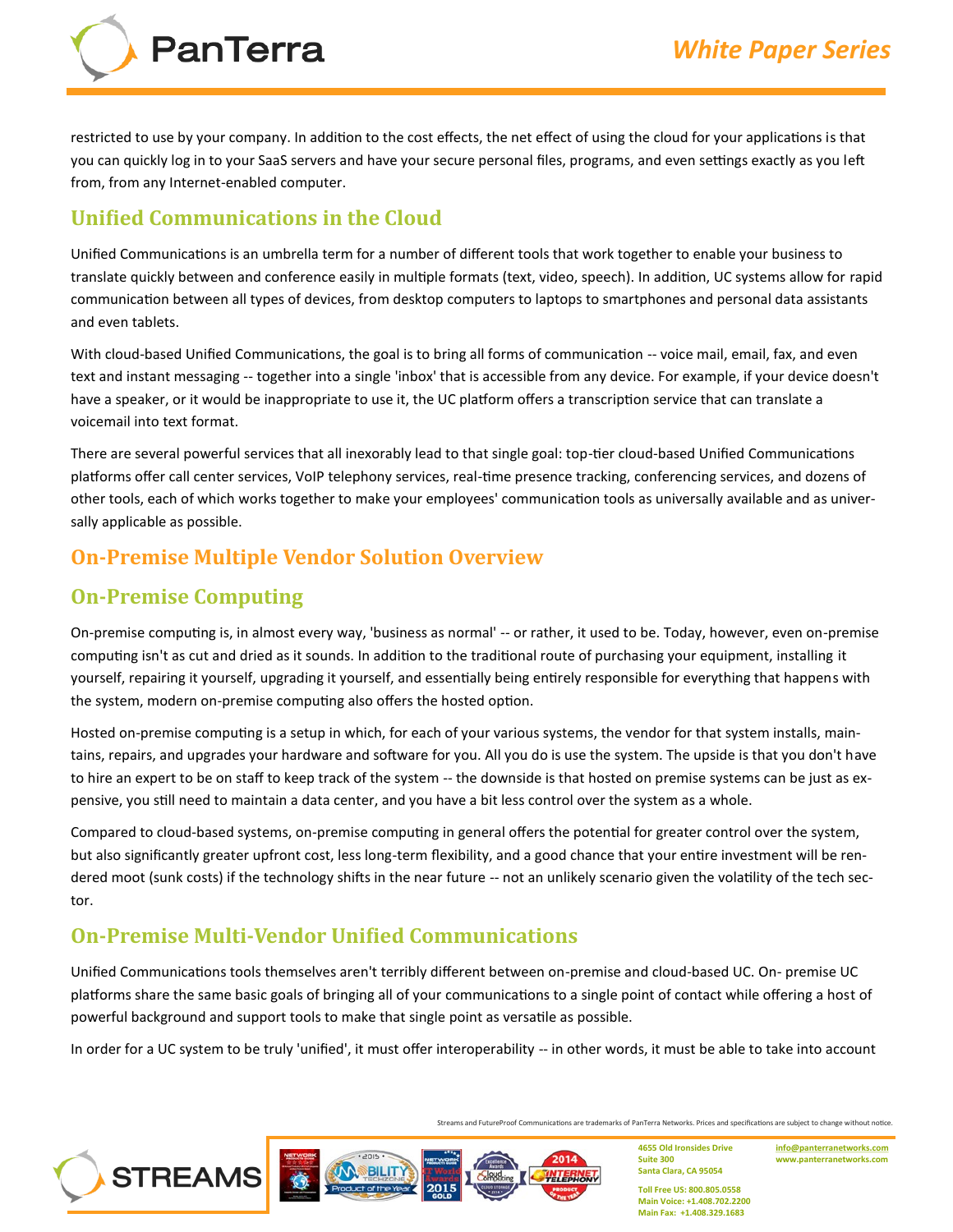restricted to use by your company. In addition to the cost effects, the net effect of using the cloud for your applications is that you can quickly log in to your SaaS servers and have your secure personal files, programs, and even settings exactly as you left from, from any Internet-enabled computer.

## Unified Communications in the Cloud

Unified Communications is an umbrella term for a number of different tools that work together to enable your business to translate quickly between and conference easily in multiple formats (text, video, speech). In addition, UC systems allow for rapid communication between all types of devices, from desktop computers to laptops to smartphones and personal data assistants and even tablets.

With cloud-based Unified Communications, the goal is to bring all forms of communication -- voice mail, email, fax, and even text and instant messaging -- together into a single 'inbox' that is accessible from any device. For example, if your device doesn't have a speaker, or it would be inappropriate to use it, the UC platform offers a transcription service that can translate a voicemail into text format.

There are several powerful services that all inexorably lead to that single goal: top-tier cloud-based Unified Communications platforms offer call center services, VoIP telephony services, real-time presence tracking, conferencing services, and dozens of other tools, each of which works together to make your employees' communication tools as universally available and as universally applicable as possible.

## On-Premise Multiple Vendor Solution Overview

## On-Premise Computing

On-premise computing is, in almost every way, 'business as normal' -- or rather, it used to be. Today, however, even on-premise computing isn't as cut and dried as it sounds. In addition to the traditional route of purchasing your equipment, installing it yourself, repairing it yourself, upgrading it yourself, and essentially being entirely responsible for everything that happens with the system, modern on-premise computing also offers the hosted option.

Hosted on-premise computing is a setup in which, for each of your various systems, the vendor for that system installs, maintains, repairs, and upgrades your hardware and software for you. All you do is use the system. The upside is that you don't have to hire an expert to be on staff to keep track of the system -- the downside is that hosted on premise systems can be just as expensive, you still need to maintain a data center, and you have a bit less control over the system as a whole.

Compared to cloud-based systems, on-premise computing in general offers the potential for greater control over the system, but also significantly greater upfront cost, less long-term flexibility, and a good chance that your entire investment will be rendered moot (sunk costs) if the technology shifts in the near future -- not an unlikely scenario given the volatility of the tech sector.

## On-Premise Multi-Vendor Unified Communications

Unified Communications tools themselves aren't terribly different between on-premise and cloud-based UC. On- premise UC platforms share the same basic goals of bringing all of your communications to a single point of contact while offering a host of powerful background and support tools to make that single point as versatile as possible.

In order for a UC system to be truly 'unified', it must offer interoperability -- in other words, it must be able to take into account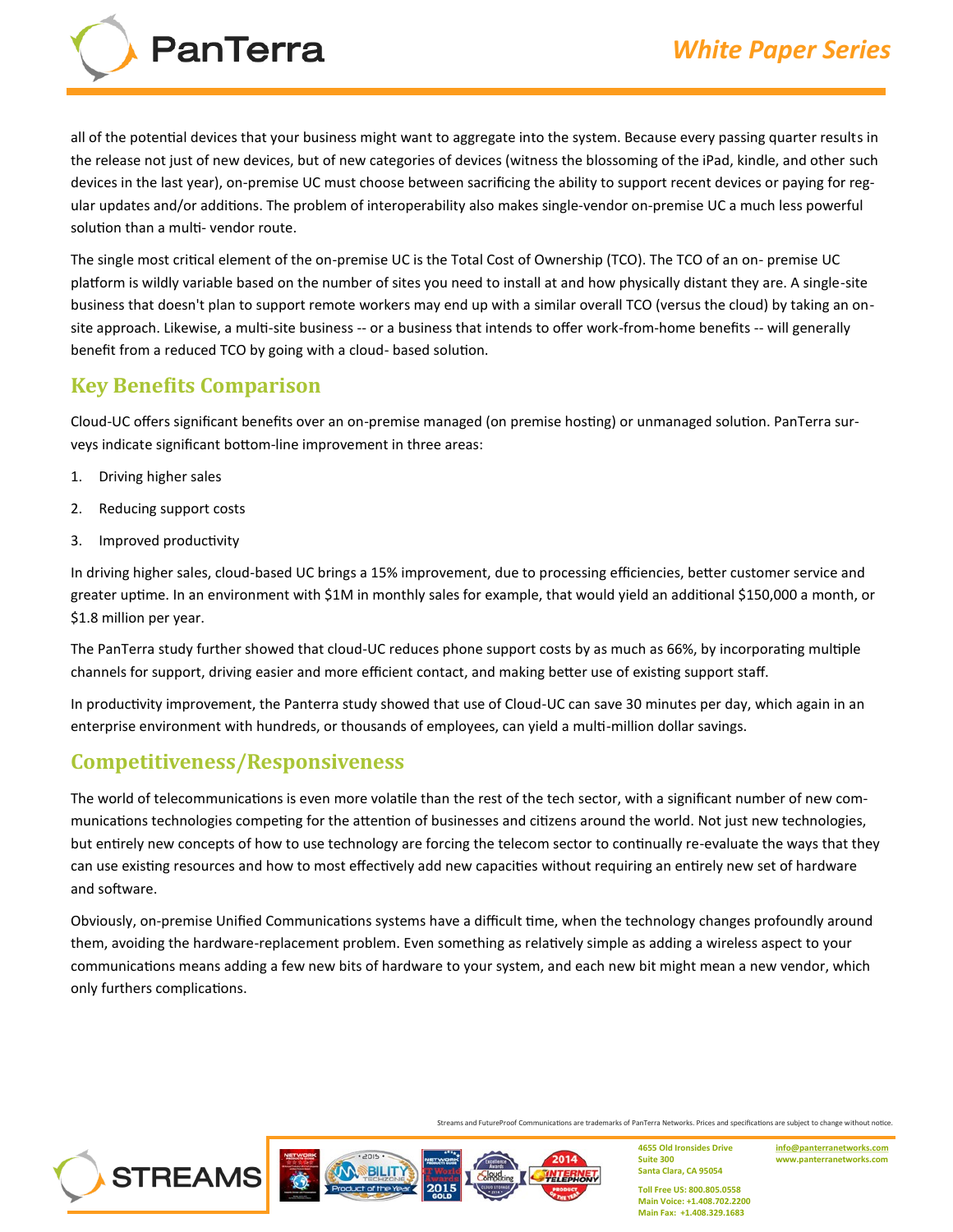all of the potential devices that your business might want to aggregate into the system. Because every passing quarter results in the release not just of new devices, but of new categories of devices (witness the blossoming of the iPad, kindle, and other such devices in the last year), on-premise UC must choose between sacrificing the ability to support recent devices or paying for regular updates and/or additions. The problem of interoperability also makes single-vendor on-premise UC a much less powerful solution than a multi- vendor route.

The single most critical element of the on-premise UC is the Total Cost of Ownership (TCO). The TCO of an on- premise UC platform is wildly variable based on the number of sites you need to install at and how physically distant they are. A single-site business that doesn't plan to support remote workers may end up with a similar overall TCO (versus the cloud) by taking an on-site approach. Likewise, a multi-site business -- or a business that intends to offer work-from-home benefits -- will generally benefit from a reduced TCO by going with a cloud- based solution.

## Key Benefits Comparison

Cloud-UC offers significant benefits over an on-premise managed (on premise hosting) or unmanaged solution. PanTerra surveys indicate significant bottom-line improvement in three areas:

1. Driving higher sales
2. Reducing support costs
3. Improved productivity

In driving higher sales, cloud-based UC brings a 15% improvement, due to processing efficiencies, better customer service and greater uptime. In an environment with $1M in monthly sales for example, that would yield an additional $150,000 a month, or $1.8 million per year.

The PanTerra study further showed that cloud-UC reduces phone support costs by as much as 66%, by incorporating multiple channels for support, driving easier and more efficient contact, and making better use of existing support staff.

In productivity improvement, the Panterra study showed that use of Cloud-UC can save 30 minutes per day, which again in an enterprise environment with hundreds, or thousands of employees, can yield a multi-million dollar savings.

## Competitiveness/Responsiveness

The world of telecommunications is even more volatile than the rest of the tech sector, with a significant number of new communications technologies competing for the attention of businesses and citizens around the world. Not just new technologies, but entirely new concepts of how to use technology are forcing the telecom sector to continually re-evaluate the ways that they can use existing resources and how to most effectively add new capacities without requiring an entirely new set of hardware and software.

Obviously, on-premise Unified Communications systems have a difficult time, when the technology changes profoundly around them, avoiding the hardware-replacement problem. Even something as relatively simple as adding a wireless aspect to your communications means adding a few new bits of hardware to your system, and each new bit might mean a new vendor, which only furthers complications.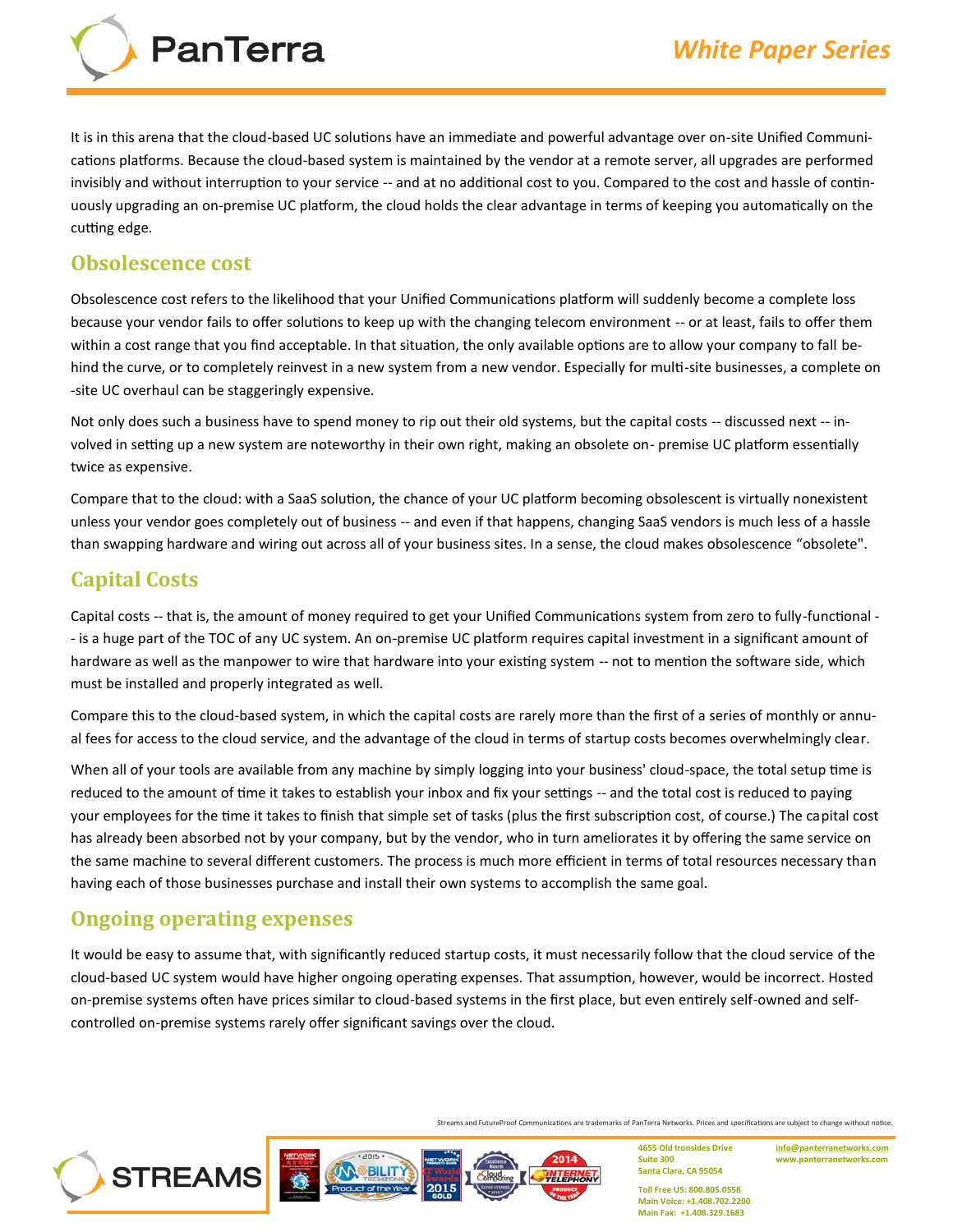It is in this arena that the cloud-based UC solutions have an immediate and powerful advantage over on-site Unified Communications platforms. Because the cloud-based system is maintained by the vendor at a remote server, all upgrades are performed invisibly and without interruption to your service -- and at no additional cost to you. Compared to the cost and hassle of continuously upgrading an on-premise UC platform, the cloud holds the clear advantage in terms of keeping you automatically on the cutting edge.

## Obsolescence cost

Obsolescence cost refers to the likelihood that your Unified Communications platform will suddenly become a complete loss because your vendor fails to offer solutions to keep up with the changing telecom environment -- or at least, fails to offer them within a cost range that you find acceptable. In that situation, the only available options are to allow your company to fall behind the curve, or to completely reinvest in a new system from a new vendor. Especially for multi-site businesses, a complete on-site UC overhaul can be staggeringly expensive.

Not only does such a business have to spend money to rip out their old systems, but the capital costs -- discussed next -- involved in setting up a new system are noteworthy in their own right, making an obsolete on- premise UC platform essentially twice as expensive.

Compare that to the cloud: with a SaaS solution, the chance of your UC platform becoming obsolescent is virtually nonexistent unless your vendor goes completely out of business -- and even if that happens, changing SaaS vendors is much less of a hassle than swapping hardware and wiring out across all of your business sites. In a sense, the cloud makes obsolescence "obsolete".

## Capital Costs

Capital costs -- that is, the amount of money required to get your Unified Communications system from zero to fully-functional -- is a huge part of the TOC of any UC system. An on-premise UC platform requires capital investment in a significant amount of hardware as well as the manpower to wire that hardware into your existing system -- not to mention the software side, which must be installed and properly integrated as well.

Compare this to the cloud-based system, in which the capital costs are rarely more than the first of a series of monthly or annual fees for access to the cloud service, and the advantage of the cloud in terms of startup costs becomes overwhelmingly clear.

When all of your tools are available from any machine by simply logging into your business' cloud-space, the total setup time is reduced to the amount of time it takes to establish your inbox and fix your settings -- and the total cost is reduced to paying your employees for the time it takes to finish that simple set of tasks (plus the first subscription cost, of course.) The capital cost has already been absorbed not by your company, but by the vendor, who in turn ameliorates it by offering the same service on the same machine to several different customers. The process is much more efficient in terms of total resources necessary than having each of those businesses purchase and install their own systems to accomplish the same goal.

## Ongoing operating expenses

It would be easy to assume that, with significantly reduced startup costs, it must necessarily follow that the cloud service of the cloud-based UC system would have higher ongoing operating expenses. That assumption, however, would be incorrect. Hosted on-premise systems often have prices similar to cloud-based systems in the first place, but even entirely self-owned and self-controlled on-premise systems rarely offer significant savings over the cloud.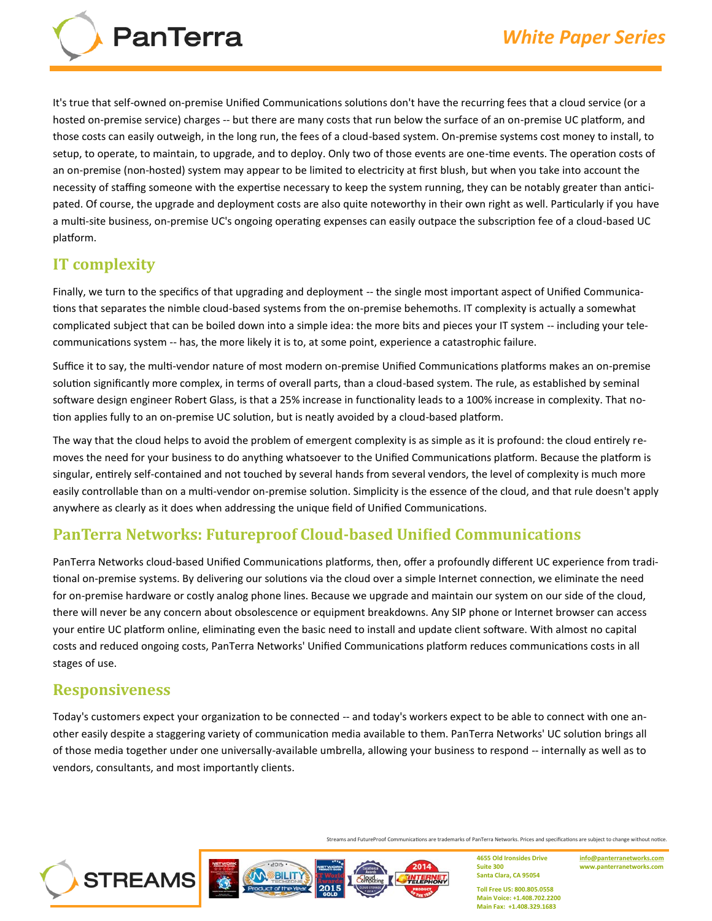It's true that self-owned on-premise Unified Communications solutions don't have the recurring fees that a cloud service (or a hosted on-premise service) charges -- but there are many costs that run below the surface of an on-premise UC platform, and those costs can easily outweigh, in the long run, the fees of a cloud-based system. On-premise systems cost money to install, to setup, to operate, to maintain, to upgrade, and to deploy. Only two of those events are one-time events. The operation costs of an on-premise (non-hosted) system may appear to be limited to electricity at first blush, but when you take into account the necessity of staffing someone with the expertise necessary to keep the system running, they can be notably greater than anticipated. Of course, the upgrade and deployment costs are also quite noteworthy in their own right as well. Particularly if you have a multi-site business, on-premise UC's ongoing operating expenses can easily outpace the subscription fee of a cloud-based UC platform.

## IT complexity

Finally, we turn to the specifics of that upgrading and deployment -- the single most important aspect of Unified Communications that separates the nimble cloud-based systems from the on-premise behemoths. IT complexity is actually a somewhat complicated subject that can be boiled down into a simple idea: the more bits and pieces your IT system -- including your telecommunications system -- has, the more likely it is to, at some point, experience a catastrophic failure.

Suffice it to say, the multi-vendor nature of most modern on-premise Unified Communications platforms makes an on-premise solution significantly more complex, in terms of overall parts, than a cloud-based system. The rule, as established by seminal software design engineer Robert Glass, is that a 25% increase in functionality leads to a 100% increase in complexity. That notion applies fully to an on-premise UC solution, but is neatly avoided by a cloud-based platform.

The way that the cloud helps to avoid the problem of emergent complexity is as simple as it is profound: the cloud entirely removes the need for your business to do anything whatsoever to the Unified Communications platform. Because the platform is singular, entirely self-contained and not touched by several hands from several vendors, the level of complexity is much more easily controllable than on a multi-vendor on-premise solution. Simplicity is the essence of the cloud, and that rule doesn't apply anywhere as clearly as it does when addressing the unique field of Unified Communications.

## PanTerra Networks: Futureproof Cloud-based Unified Communications

PanTerra Networks cloud-based Unified Communications platforms, then, offer a profoundly different UC experience from traditional on-premise systems. By delivering our solutions via the cloud over a simple Internet connection, we eliminate the need for on-premise hardware or costly analog phone lines. Because we upgrade and maintain our system on our side of the cloud, there will never be any concern about obsolescence or equipment breakdowns. Any SIP phone or Internet browser can access your entire UC platform online, eliminating even the basic need to install and update client software. With almost no capital costs and reduced ongoing costs, PanTerra Networks' Unified Communications platform reduces communications costs in all stages of use.

## Responsiveness

Today's customers expect your organization to be connected -- and today's workers expect to be able to connect with one another easily despite a staggering variety of communication media available to them. PanTerra Networks' UC solution brings all of those media together under one universally-available umbrella, allowing your business to respond -- internally as well as to vendors, consultants, and most importantly clients.

Streams and FutureProof Communications are trademarks of PanTerra Networks. Prices and specifications are subject to change without notice.

4655 Old Ironsides Drive
Suite 300
Santa Clara, CA 95054

Toll Free US: 800.805.0558
Main Voice: +1.408.702.2200
Main Fax: +1.408.329.1683

info@panterranetworks.com
www.panterranetworks.com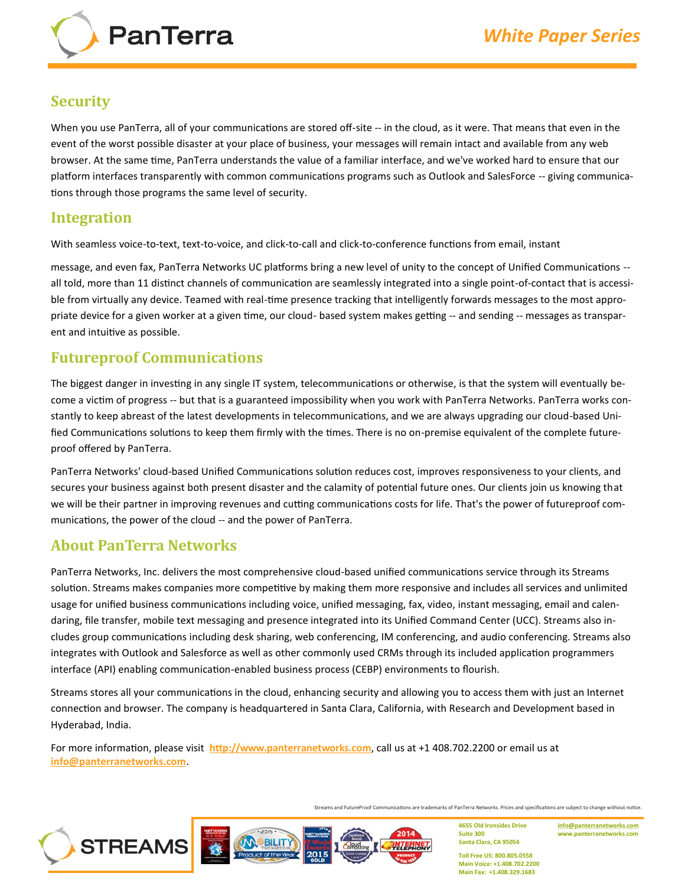## Security

When you use PanTerra, all of your communications are stored off-site -- in the cloud, as it were. That means that even in the event of the worst possible disaster at your place of business, your messages will remain intact and available from any web browser. At the same time, PanTerra understands the value of a familiar interface, and we've worked hard to ensure that our platform interfaces transparently with common communications programs such as Outlook and SalesForce -- giving communications through those programs the same level of security.

## Integration

With seamless voice-to-text, text-to-voice, and click-to-call and click-to-conference functions from email, instant

message, and even fax, PanTerra Networks UC platforms bring a new level of unity to the concept of Unified Communications -- all told, more than 11 distinct channels of communication are seamlessly integrated into a single point-of-contact that is accessible from virtually any device. Teamed with real-time presence tracking that intelligently forwards messages to the most appropriate device for a given worker at a given time, our cloud- based system makes getting -- and sending -- messages as transparent and intuitive as possible.

## Futureproof Communications

The biggest danger in investing in any single IT system, telecommunications or otherwise, is that the system will eventually become a victim of progress -- but that is a guaranteed impossibility when you work with PanTerra Networks. PanTerra works constantly to keep abreast of the latest developments in telecommunications, and we are always upgrading our cloud-based Unified Communications solutions to keep them firmly with the times. There is no on-premise equivalent of the complete futureproof offered by PanTerra.

PanTerra Networks' cloud-based Unified Communications solution reduces cost, improves responsiveness to your clients, and secures your business against both present disaster and the calamity of potential future ones. Our clients join us knowing that we will be their partner in improving revenues and cutting communications costs for life. That's the power of futureproof communications, the power of the cloud -- and the power of PanTerra.

## About PanTerra Networks

PanTerra Networks, Inc. delivers the most comprehensive cloud-based unified communications service through its Streams solution. Streams makes companies more competitive by making them more responsive and includes all services and unlimited usage for unified business communications including voice, unified messaging, fax, video, instant messaging, email and calendaring, file transfer, mobile text messaging and presence integrated into its Unified Command Center (UCC). Streams also includes group communications including desk sharing, web conferencing, IM conferencing, and audio conferencing. Streams also integrates with Outlook and Salesforce as well as other commonly used CRMs through its included application programmers interface (API) enabling communication-enabled business process (CEBP) environments to flourish.

Streams stores all your communications in the cloud, enhancing security and allowing you to access them with just an Internet connection and browser. The company is headquartered in Santa Clara, California, with Research and Development based in Hyderabad, India.

For more information, please visit **http://www.panterranetworks.com**, call us at +1 408.702.2200 or email us at **info@panterranetworks.com**.

Streams and FutureProof Communications are trademarks of PanTerra Networks. Prices and specifications are subject to change without notice.

4655 Old Ironsides Drive
Suite 300
Santa Clara, CA 95054

Toll Free US: 800.805.0558
Main Voice: +1.408.702.2200
Main Fax: +1.408.329.1683

info@panterranetworks.com
www.panterranetworks.com